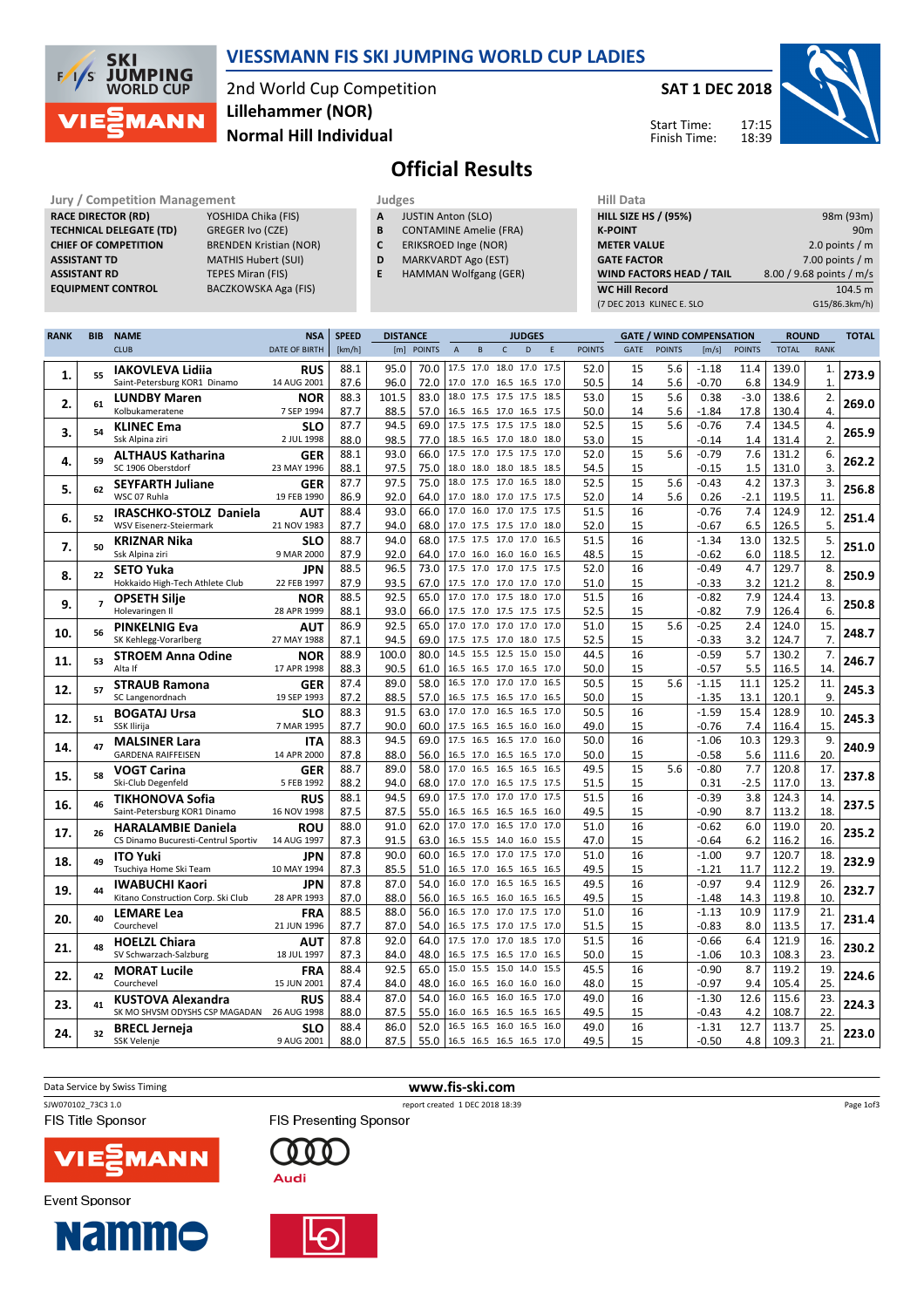# VIESSMANN FIS SKI JUMPING WORLD CUP LADIES

2nd World Cup Competition
Lillehammer (NOR)
Normal Hill Individual

SAT 1 DEC 2018

Start Time: 17:15
Finish Time: 18:39

## Official Results

| Jury / Competition Management | |
|---|---|
| RACE DIRECTOR (RD) | YOSHIDA Chika (FIS) |
| TECHNICAL DELEGATE (TD) | GREGER Ivo (CZE) |
| CHIEF OF COMPETITION | BRENDEN Kristian (NOR) |
| ASSISTANT TD | MATHIS Hubert (SUI) |
| ASSISTANT RD | TEPES Miran (FIS) |
| EQUIPMENT CONTROL | BACZKOWSKA Aga (FIS) |

| Judges | |
|---|---|
| A | JUSTIN Anton (SLO) |
| B | CONTAMINE Amelie (FRA) |
| C | ERIKSROED Inge (NOR) |
| D | MARKVARDT Ago (EST) |
| E | HAMMAN Wolfgang (GER) |

| Hill Data | |
|---|---|
| HILL SIZE HS / (95%) | 98m (93m) |
| K-POINT | 90m |
| METER VALUE | 2.0 points / m |
| GATE FACTOR | 7.00 points / m |
| WIND FACTORS HEAD / TAIL | 8.00 / 9.68 points / m/s |
| WC Hill Record | 104.5 m |
| (7 DEC 2013 KLINEC E. SLO | G15/86.3km/h) |

| RANK | BIB | NAME / CLUB | NSA / DATE OF BIRTH | SPEED [km/h] | DISTANCE [m] | DISTANCE POINTS | A | B | C | D | E | JUDGES POINTS | GATE | GATE POINTS | WIND [m/s] | WIND POINTS | ROUND TOTAL | ROUND RANK | TOTAL |
|---|---|---|---|---|---|---|---|---|---|---|---|---|---|---|---|---|---|---|---|
| 1. | 55 | IAKOVLEVA Lidiia | RUS | 88.1 | 95.0 | 70.0 | 17.5 | 17.0 | 18.0 | 17.0 | 17.5 | 52.0 | 15 | 5.6 | -1.18 | 11.4 | 139.0 | 1. | 273.9 |
| | | Saint-Petersburg KOR1 Dinamo | 14 AUG 2001 | 87.6 | 96.0 | 72.0 | 17.0 | 17.0 | 16.5 | 16.5 | 17.0 | 50.5 | 14 | 5.6 | -0.70 | 6.8 | 134.9 | 1. | |
| 2. | 61 | LUNDBY Maren | NOR | 88.3 | 101.5 | 83.0 | 18.0 | 17.5 | 17.5 | 17.5 | 18.5 | 53.0 | 15 | 5.6 | 0.38 | -3.0 | 138.6 | 2. | 269.0 |
| | | Kolbukameratene | 7 SEP 1994 | 87.7 | 88.5 | 57.0 | 16.5 | 16.5 | 17.0 | 16.5 | 17.5 | 50.0 | 14 | 5.6 | -1.84 | 17.8 | 130.4 | 4. | |
| 3. | 54 | KLINEC Ema | SLO | 87.7 | 94.5 | 69.0 | 17.5 | 17.5 | 17.5 | 17.5 | 18.0 | 52.5 | 15 | 5.6 | -0.76 | 7.4 | 134.5 | 4. | 265.9 |
| | | Ssk Alpina ziri | 2 JUL 1998 | 88.0 | 98.5 | 77.0 | 18.5 | 16.5 | 17.0 | 18.0 | 18.0 | 53.0 | 15 | | -0.14 | 1.4 | 131.4 | 2. | |
| 4. | 59 | ALTHAUS Katharina | GER | 88.1 | 93.0 | 66.0 | 17.5 | 17.0 | 17.5 | 17.5 | 17.0 | 52.0 | 15 | 5.6 | -0.79 | 7.6 | 131.2 | 6. | 262.2 |
| | | SC 1906 Oberstdorf | 23 MAY 1996 | 88.1 | 97.5 | 75.0 | 18.0 | 18.0 | 18.0 | 18.5 | 18.5 | 54.5 | 15 | | -0.15 | 1.5 | 131.0 | 3. | |
| 5. | 62 | SEYFARTH Juliane | GER | 87.7 | 97.5 | 75.0 | 18.0 | 17.5 | 17.0 | 16.5 | 18.0 | 52.5 | 15 | 5.6 | -0.43 | 4.2 | 137.3 | 3. | 256.8 |
| | | WSC 07 Ruhla | 19 FEB 1990 | 86.9 | 92.0 | 64.0 | 17.0 | 18.0 | 17.0 | 17.5 | 19.0 | 52.0 | 14 | 5.6 | 0.26 | -2.1 | 119.5 | 11. | |
| 6. | 52 | IRASCHKO-STOLZ Daniela | AUT | 88.4 | 93.0 | 66.0 | 17.0 | 16.0 | 17.0 | 17.5 | 17.5 | 51.5 | 16 | | -0.76 | 7.4 | 124.9 | 12. | 251.4 |
| | | WSV Eisenerz-Steiermark | 21 NOV 1983 | 87.7 | 94.0 | 68.0 | 17.0 | 17.5 | 17.5 | 17.0 | 18.0 | 52.0 | 15 | | -0.67 | 6.5 | 126.5 | 5. | |
| 7. | 50 | KRIZNAR Nika | SLO | 88.7 | 94.0 | 68.0 | 17.5 | 17.5 | 17.0 | 17.0 | 16.5 | 51.5 | 16 | | -1.34 | 13.0 | 132.5 | 5. | 251.0 |
| | | Ssk Alpina ziri | 9 MAR 2000 | 87.9 | 92.0 | 64.0 | 17.0 | 16.0 | 16.0 | 16.0 | 16.5 | 48.5 | 15 | | -0.62 | 6.0 | 118.5 | 12. | |
| 8. | 22 | SETO Yuka | JPN | 88.5 | 96.5 | 73.0 | 17.5 | 17.0 | 17.0 | 17.5 | 17.5 | 52.0 | 16 | | -0.49 | 4.7 | 129.7 | 8. | 250.9 |
| | | Hokkaido High-Tech Athlete Club | 22 FEB 1997 | 87.9 | 93.5 | 67.0 | 17.5 | 17.0 | 17.0 | 17.0 | 17.0 | 51.0 | 15 | | -0.33 | 3.2 | 121.2 | 8. | |
| 9. | 7 | OPSETH Silje | NOR | 88.5 | 92.5 | 65.0 | 17.0 | 17.0 | 17.5 | 18.0 | 17.0 | 51.5 | 16 | | -0.82 | 7.9 | 124.4 | 13. | 250.8 |
| | | Holevaringen Il | 28 APR 1999 | 88.1 | 93.0 | 66.0 | 17.5 | 17.0 | 17.5 | 17.5 | 17.5 | 52.5 | 15 | | -0.82 | 7.9 | 126.4 | 6. | |
| 10. | 56 | PINKELNIG Eva | AUT | 86.9 | 92.5 | 65.0 | 17.0 | 17.0 | 17.0 | 17.0 | 17.0 | 51.0 | 15 | 5.6 | -0.25 | 2.4 | 124.0 | 15. | 248.7 |
| | | SK Kehlegg-Vorarlberg | 27 MAY 1988 | 87.1 | 94.5 | 69.0 | 17.5 | 17.5 | 17.0 | 18.0 | 17.5 | 52.5 | 15 | | -0.33 | 3.2 | 124.7 | 7. | |
| 11. | 53 | STROEM Anna Odine | NOR | 88.9 | 100.0 | 80.0 | 14.5 | 15.5 | 12.5 | 15.0 | 15.0 | 44.5 | 16 | | -0.59 | 5.7 | 130.2 | 7. | 246.7 |
| | | Alta If | 17 APR 1998 | 88.3 | 90.5 | 61.0 | 16.5 | 16.5 | 17.0 | 16.5 | 17.0 | 50.0 | 15 | | -0.57 | 5.5 | 116.5 | 14. | |
| 12. | 57 | STRAUB Ramona | GER | 87.4 | 89.0 | 58.0 | 16.5 | 17.0 | 17.0 | 17.0 | 16.5 | 50.5 | 15 | 5.6 | -1.15 | 11.1 | 125.2 | 11. | 245.3 |
| | | SC Langenordnach | 19 SEP 1993 | 87.2 | 88.5 | 57.0 | 16.5 | 17.5 | 16.5 | 17.0 | 16.5 | 50.0 | 15 | | -1.35 | 13.1 | 120.1 | 9. | |
| 12. | 51 | BOGATAJ Ursa | SLO | 88.3 | 91.5 | 63.0 | 17.0 | 17.0 | 16.5 | 16.5 | 17.0 | 50.5 | 16 | | -1.59 | 15.4 | 128.9 | 10. | 245.3 |
| | | SSK Ilirija | 7 MAR 1995 | 87.7 | 90.0 | 60.0 | 17.5 | 16.5 | 16.5 | 16.0 | 16.0 | 49.0 | 15 | | -0.76 | 7.4 | 116.4 | 15. | |
| 14. | 47 | MALSINER Lara | ITA | 88.3 | 94.5 | 69.0 | 17.5 | 16.5 | 16.5 | 17.0 | 16.0 | 50.0 | 16 | | -1.06 | 10.3 | 129.3 | 9. | 240.9 |
| | | GARDENA RAIFFEISEN | 14 APR 2000 | 87.8 | 88.0 | 56.0 | 16.5 | 17.0 | 16.5 | 16.5 | 17.0 | 50.0 | 15 | | -0.58 | 5.6 | 111.6 | 20. | |
| 15. | 58 | VOGT Carina | GER | 88.7 | 89.0 | 58.0 | 17.0 | 16.5 | 16.5 | 16.5 | 16.5 | 49.5 | 15 | 5.6 | -0.80 | 7.7 | 120.8 | 17. | 237.8 |
| | | Ski-Club Degenfeld | 5 FEB 1992 | 88.2 | 94.0 | 68.0 | 17.0 | 17.0 | 16.5 | 17.5 | 17.5 | 51.5 | 15 | | 0.31 | -2.5 | 117.0 | 13. | |
| 16. | 46 | TIKHONOVA Sofia | RUS | 88.1 | 94.5 | 69.0 | 17.5 | 17.0 | 17.0 | 17.0 | 17.5 | 51.5 | 16 | | -0.39 | 3.8 | 124.3 | 14. | 237.5 |
| | | Saint-Petersburg KOR1 Dinamo | 16 NOV 1998 | 87.5 | 87.5 | 55.0 | 16.5 | 16.5 | 16.5 | 16.5 | 16.0 | 49.5 | 15 | | -0.90 | 8.7 | 113.2 | 18. | |
| 17. | 26 | HARALAMBIE Daniela | ROU | 88.0 | 91.0 | 62.0 | 17.0 | 17.0 | 16.5 | 17.0 | 17.0 | 51.0 | 16 | | -0.62 | 6.0 | 119.0 | 20. | 235.2 |
| | | CS Dinamo Bucuresti-Centrul Sportiv | 14 AUG 1997 | 87.3 | 91.5 | 63.0 | 16.5 | 15.5 | 14.0 | 16.0 | 15.5 | 47.0 | 15 | | -0.64 | 6.2 | 116.2 | 16. | |
| 18. | 49 | ITO Yuki | JPN | 87.8 | 90.0 | 60.0 | 16.5 | 17.0 | 17.0 | 17.5 | 17.0 | 51.0 | 16 | | -1.00 | 9.7 | 120.7 | 18. | 232.9 |
| | | Tsuchiya Home Ski Team | 10 MAY 1994 | 87.3 | 85.5 | 51.0 | 16.5 | 17.0 | 16.5 | 16.5 | 16.5 | 49.5 | 15 | | -1.21 | 11.7 | 112.2 | 19. | |
| 19. | 44 | IWABUCHI Kaori | JPN | 87.8 | 87.0 | 54.0 | 16.0 | 17.0 | 16.5 | 16.5 | 16.5 | 49.5 | 16 | | -0.97 | 9.4 | 112.9 | 26. | 232.7 |
| | | Kitano Construction Corp. Ski Club | 28 APR 1993 | 87.0 | 88.0 | 56.0 | 16.5 | 16.5 | 16.0 | 16.5 | 16.5 | 49.5 | 15 | | -1.48 | 14.3 | 119.8 | 10. | |
| 20. | 40 | LEMARE Lea | FRA | 88.5 | 88.0 | 56.0 | 16.5 | 17.0 | 17.0 | 17.5 | 17.0 | 51.0 | 16 | | -1.13 | 10.9 | 117.9 | 21. | 231.4 |
| | | Courchevel | 21 JUN 1996 | 87.7 | 87.0 | 54.0 | 16.5 | 17.5 | 17.0 | 17.5 | 17.0 | 51.5 | 15 | | -0.83 | 8.0 | 113.5 | 17. | |
| 21. | 48 | HOELZL Chiara | AUT | 87.8 | 92.0 | 64.0 | 17.5 | 17.0 | 17.0 | 18.5 | 17.0 | 51.5 | 16 | | -0.66 | 6.4 | 121.9 | 16. | 230.2 |
| | | SV Schwarzach-Salzburg | 18 JUL 1997 | 87.3 | 84.0 | 48.0 | 16.5 | 17.5 | 16.5 | 17.0 | 16.5 | 50.0 | 15 | | -1.06 | 10.3 | 108.3 | 23. | |
| 22. | 42 | MORAT Lucile | FRA | 88.4 | 92.5 | 65.0 | 15.0 | 15.5 | 15.0 | 14.0 | 15.5 | 45.5 | 16 | | -0.90 | 8.7 | 119.2 | 19. | 224.6 |
| | | Courchevel | 15 JUN 2001 | 87.4 | 84.0 | 48.0 | 16.0 | 16.5 | 16.0 | 16.0 | 16.0 | 48.0 | 15 | | -0.97 | 9.4 | 105.4 | 25. | |
| 23. | 41 | KUSTOVA Alexandra | RUS | 88.4 | 87.0 | 54.0 | 16.0 | 16.5 | 16.0 | 16.5 | 17.0 | 49.0 | 16 | | -1.30 | 12.6 | 115.6 | 23. | 224.3 |
| | | SK MO SHVSM ODYSHS CSP MAGADAN | 26 AUG 1998 | 88.0 | 87.5 | 55.0 | 16.0 | 16.5 | 16.5 | 16.5 | 16.5 | 49.5 | 15 | | -0.43 | 4.2 | 108.7 | 22. | |
| 24. | 32 | BRECL Jerneja | SLO | 88.4 | 86.0 | 52.0 | 16.5 | 16.5 | 16.0 | 16.5 | 16.0 | 49.0 | 16 | | -1.31 | 12.7 | 113.7 | 25. | 223.0 |
| | | SSK Velenje | 9 AUG 2001 | 88.0 | 87.5 | 55.0 | 16.5 | 16.5 | 16.5 | 16.5 | 17.0 | 49.5 | 15 | | -0.50 | 4.8 | 109.3 | 21. | |

Data Service by Swiss Timing — www.fis-ski.com

SJW070102_73C3 1.0 — report created 1 DEC 2018 18:39

FIS Title Sponsor — FIS Presenting Sponsor — Event Sponsor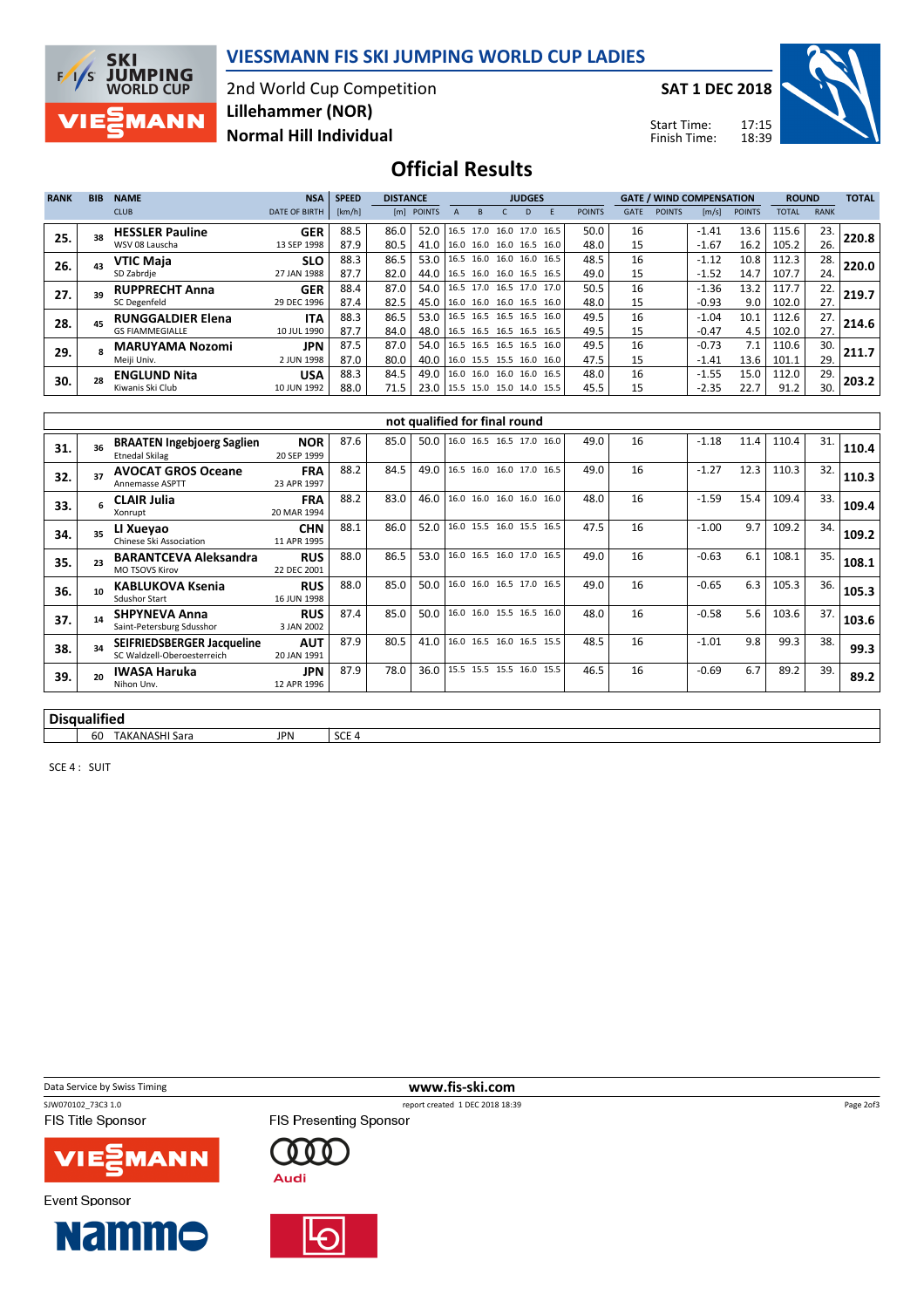# VIESSMANN FIS SKI JUMPING WORLD CUP LADIES

2nd World Cup Competition
**Lillehammer (NOR)**
**Normal Hill Individual**

**SAT 1 DEC 2018**

Start Time: 17:15
Finish Time: 18:39

## Official Results

| RANK | BIB | NAME / CLUB | NSA / DATE OF BIRTH | SPEED [km/h] | DISTANCE [m] | DISTANCE POINTS | A | B | C | D | E | JUDGES POINTS | GATE | GATE POINTS | WIND [m/s] | WIND POINTS | ROUND TOTAL | ROUND RANK | TOTAL |
|---|---|---|---|---|---|---|---|---|---|---|---|---|---|---|---|---|---|---|---|
| 25. | 38 | **HESSLER Pauline** WSV 08 Lauscha | **GER** 13 SEP 1998 | 88.5 | 86.0 | 52.0 | 16.5 | 17.0 | 16.0 | 17.0 | 16.5 | 50.0 | 16 | | -1.41 | 13.6 | 115.6 | 23. | **220.8** |
| | | | | 87.9 | 80.5 | 41.0 | 16.0 | 16.0 | 16.0 | 16.5 | 16.0 | 48.0 | 15 | | -1.67 | 16.2 | 105.2 | 26. | |
| 26. | 43 | **VTIC Maja** SD Zabrdje | **SLO** 27 JAN 1988 | 88.3 | 86.5 | 53.0 | 16.5 | 16.0 | 16.0 | 16.0 | 16.5 | 48.5 | 16 | | -1.12 | 10.8 | 112.3 | 28. | **220.0** |
| | | | | 87.7 | 82.0 | 44.0 | 16.5 | 16.0 | 16.0 | 16.5 | 16.5 | 49.0 | 15 | | -1.52 | 14.7 | 107.7 | 24. | |
| 27. | 39 | **RUPPRECHT Anna** SC Degenfeld | **GER** 29 DEC 1996 | 88.4 | 87.0 | 54.0 | 16.5 | 17.0 | 16.5 | 17.0 | 17.0 | 50.5 | 16 | | -1.36 | 13.2 | 117.7 | 22. | **219.7** |
| | | | | 87.4 | 82.5 | 45.0 | 16.0 | 16.0 | 16.0 | 16.5 | 16.0 | 48.0 | 15 | | -0.93 | 9.0 | 102.0 | 27. | |
| 28. | 45 | **RUNGGALDIER Elena** GS FIAMMEGIALLE | **ITA** 10 JUL 1990 | 88.3 | 86.5 | 53.0 | 16.5 | 16.5 | 16.5 | 16.5 | 16.0 | 49.5 | 16 | | -1.04 | 10.1 | 112.6 | 27. | **214.6** |
| | | | | 87.7 | 84.0 | 48.0 | 16.5 | 16.5 | 16.5 | 16.5 | 16.5 | 49.5 | 15 | | -0.47 | 4.5 | 102.0 | 27. | |
| 29. | 8 | **MARUYAMA Nozomi** Meiji Univ. | **JPN** 2 JUN 1998 | 87.5 | 87.0 | 54.0 | 16.5 | 16.5 | 16.5 | 16.5 | 16.0 | 49.5 | 16 | | -0.73 | 7.1 | 110.6 | 30. | **211.7** |
| | | | | 87.0 | 80.0 | 40.0 | 16.0 | 15.5 | 15.5 | 16.0 | 16.0 | 47.5 | 15 | | -1.41 | 13.6 | 101.1 | 29. | |
| 30. | 28 | **ENGLUND Nita** Kiwanis Ski Club | **USA** 10 JUN 1992 | 88.3 | 84.5 | 49.0 | 16.0 | 16.0 | 16.0 | 16.0 | 16.5 | 48.0 | 16 | | -1.55 | 15.0 | 112.0 | 29. | **203.2** |
| | | | | 88.0 | 71.5 | 23.0 | 15.5 | 15.0 | 15.0 | 14.0 | 15.5 | 45.5 | 15 | | -2.35 | 22.7 | 91.2 | 30. | |

### not qualified for final round

| RANK | BIB | NAME / CLUB | NSA / DATE OF BIRTH | SPEED [km/h] | DISTANCE [m] | DISTANCE POINTS | A | B | C | D | E | JUDGES POINTS | GATE | GATE POINTS | WIND [m/s] | WIND POINTS | ROUND TOTAL | ROUND RANK | TOTAL |
|---|---|---|---|---|---|---|---|---|---|---|---|---|---|---|---|---|---|---|---|
| 31. | 36 | **BRAATEN Ingebjoerg Saglien** Etnedal Skilag | **NOR** 20 SEP 1999 | 87.6 | 85.0 | 50.0 | 16.0 | 16.5 | 16.5 | 17.0 | 16.0 | 49.0 | 16 | | -1.18 | 11.4 | 110.4 | 31. | **110.4** |
| 32. | 37 | **AVOCAT GROS Oceane** Annemasse ASPTT | **FRA** 23 APR 1997 | 88.2 | 84.5 | 49.0 | 16.5 | 16.0 | 16.0 | 17.0 | 16.5 | 49.0 | 16 | | -1.27 | 12.3 | 110.3 | 32. | **110.3** |
| 33. | 6 | **CLAIR Julia** Xonrupt | **FRA** 20 MAR 1994 | 88.2 | 83.0 | 46.0 | 16.0 | 16.0 | 16.0 | 16.0 | 16.0 | 48.0 | 16 | | -1.59 | 15.4 | 109.4 | 33. | **109.4** |
| 34. | 35 | **LI Xueyao** Chinese Ski Association | **CHN** 11 APR 1995 | 88.1 | 86.0 | 52.0 | 16.0 | 15.5 | 16.0 | 15.5 | 16.5 | 47.5 | 16 | | -1.00 | 9.7 | 109.2 | 34. | **109.2** |
| 35. | 23 | **BARANTCEVA Aleksandra** MO TSOVS Kirov | **RUS** 22 DEC 2001 | 88.0 | 86.5 | 53.0 | 16.0 | 16.5 | 16.0 | 17.0 | 16.5 | 49.0 | 16 | | -0.63 | 6.1 | 108.1 | 35. | **108.1** |
| 36. | 10 | **KABLUKOVA Ksenia** Sdushor Start | **RUS** 16 JUN 1998 | 88.0 | 85.0 | 50.0 | 16.0 | 16.0 | 16.5 | 17.0 | 16.5 | 49.0 | 16 | | -0.65 | 6.3 | 105.3 | 36. | **105.3** |
| 37. | 14 | **SHPYNEVA Anna** Saint-Petersburg Sdusshor | **RUS** 3 JAN 2002 | 87.4 | 85.0 | 50.0 | 16.0 | 16.0 | 15.5 | 16.5 | 16.0 | 48.0 | 16 | | -0.58 | 5.6 | 103.6 | 37. | **103.6** |
| 38. | 34 | **SEIFRIEDSBERGER Jacqueline** SC Waldzell-Oberoesterreich | **AUT** 20 JAN 1991 | 87.9 | 80.5 | 41.0 | 16.0 | 16.5 | 16.0 | 16.5 | 15.5 | 48.5 | 16 | | -1.01 | 9.8 | 99.3 | 38. | **99.3** |
| 39. | 20 | **IWASA Haruka** Nihon Unv. | **JPN** 12 APR 1996 | 87.9 | 78.0 | 36.0 | 15.5 | 15.5 | 15.5 | 16.0 | 15.5 | 46.5 | 16 | | -0.69 | 6.7 | 89.2 | 39. | **89.2** |

### Disqualified

| BIB | NAME | NSA | REASON |
|---|---|---|---|
| 60 | TAKANASHI Sara | JPN | SCE 4 |

SCE 4 : SUIT

Data Service by Swiss Timing — www.fis-ski.com

SJW070102_73C3 1.0 — report created 1 DEC 2018 18:39

FIS Title Sponsor: VIESSMANN — FIS Presenting Sponsor: Audi — Event Sponsor: Nammo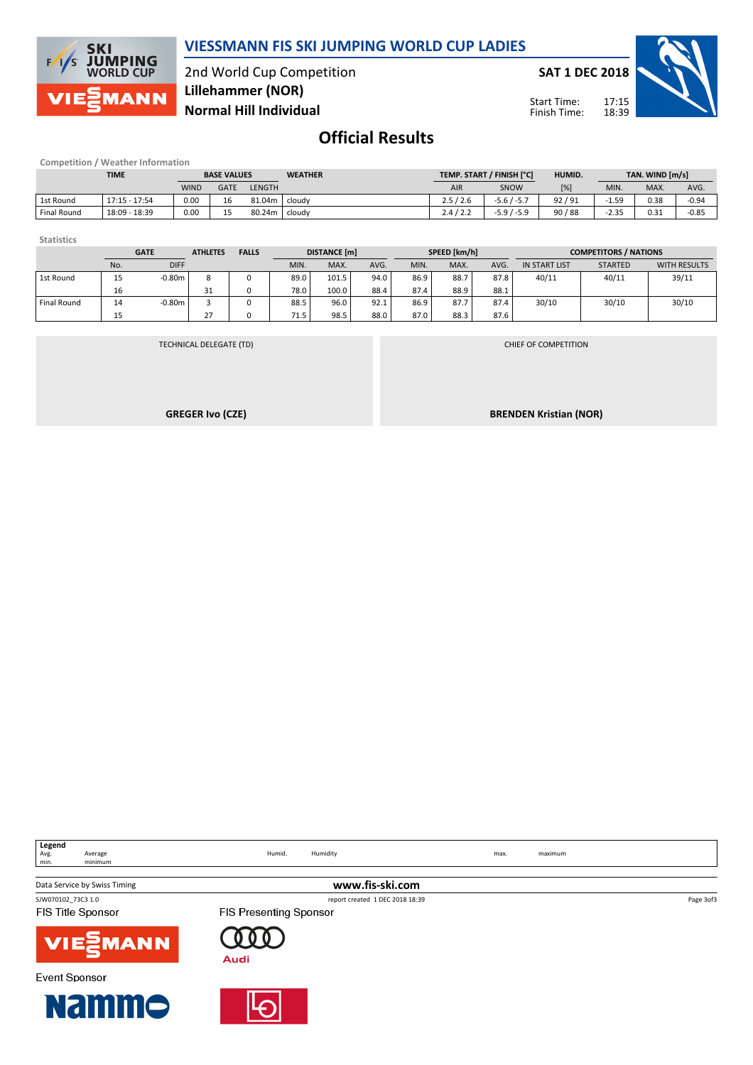# VIESSMANN FIS SKI JUMPING WORLD CUP LADIES

2nd World Cup Competition
**Lillehammer (NOR)**
**Normal Hill Individual**

**SAT 1 DEC 2018**

Start Time: 17:15
Finish Time: 18:39

## Official Results

Competition / Weather Information

| | TIME | BASE VALUES | | | WEATHER | TEMP. START / FINISH [°C] | | HUMID. | TAN. WIND [m/s] | | |
|---|---|---|---|---|---|---|---|---|---|---|---|
| | | WIND | GATE | LENGTH | | AIR | SNOW | [%] | MIN. | MAX. | AVG. |
| 1st Round | 17:15 - 17:54 | 0.00 | 16 | 81.04m | cloudy | 2.5 / 2.6 | -5.6 / -5.7 | 92 / 91 | -1.59 | 0.38 | -0.94 |
| Final Round | 18:09 - 18:39 | 0.00 | 15 | 80.24m | cloudy | 2.4 / 2.2 | -5.9 / -5.9 | 90 / 88 | -2.35 | 0.31 | -0.85 |

Statistics

| | GATE | | ATHLETES | FALLS | DISTANCE [m] | | | SPEED [km/h] | | | COMPETITORS / NATIONS | | |
|---|---|---|---|---|---|---|---|---|---|---|---|---|---|
| | No. | DIFF | | | MIN. | MAX. | AVG. | MIN. | MAX. | AVG. | IN START LIST | STARTED | WITH RESULTS |
| 1st Round | 15 | -0.80m | 8 | 0 | 89.0 | 101.5 | 94.0 | 86.9 | 88.7 | 87.8 | 40/11 | 40/11 | 39/11 |
| | 16 | | 31 | 0 | 78.0 | 100.0 | 88.4 | 87.4 | 88.9 | 88.1 | | | |
| Final Round | 14 | -0.80m | 3 | 0 | 88.5 | 96.0 | 92.1 | 86.9 | 87.7 | 87.4 | 30/10 | 30/10 | 30/10 |
| | 15 | | 27 | 0 | 71.5 | 98.5 | 88.0 | 87.0 | 88.3 | 87.6 | | | |

TECHNICAL DELEGATE (TD)

**GREGER Ivo (CZE)**

CHIEF OF COMPETITION

**BRENDEN Kristian (NOR)**

**Legend**
Avg. Average
min. minimum
Humid. Humidity
max. maximum

Data Service by Swiss Timing
www.fis-ski.com
SJW070102_73C3 1.0
report created 1 DEC 2018 18:39

FIS Title Sponsor
FIS Presenting Sponsor
Event Sponsor